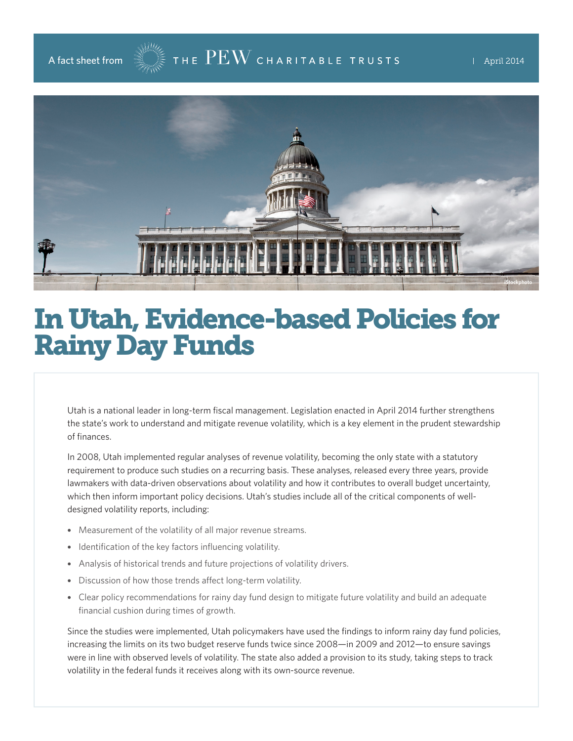A fact sheet from THE PEW CHARITABLE TRUSTS | April 2014

# In Utah, Evidence-based Policies for Rainy Day Funds

Utah is a national leader in long-term fiscal management. Legislation enacted in April 2014 further strengthens the state's work to understand and mitigate revenue volatility, which is a key element in the prudent stewardship of finances.

In 2008, Utah implemented regular analyses of revenue volatility, becoming the only state with a statutory requirement to produce such studies on a recurring basis. These analyses, released every three years, provide lawmakers with data-driven observations about volatility and how it contributes to overall budget uncertainty, which then inform important policy decisions. Utah's studies include all of the critical components of well-designed volatility reports, including:

- Measurement of the volatility of all major revenue streams.
- Identification of the key factors influencing volatility.
- Analysis of historical trends and future projections of volatility drivers.
- Discussion of how those trends affect long-term volatility.
- Clear policy recommendations for rainy day fund design to mitigate future volatility and build an adequate financial cushion during times of growth.

Since the studies were implemented, Utah policymakers have used the findings to inform rainy day fund policies, increasing the limits on its two budget reserve funds twice since 2008—in 2009 and 2012—to ensure savings were in line with observed levels of volatility. The state also added a provision to its study, taking steps to track volatility in the federal funds it receives along with its own-source revenue.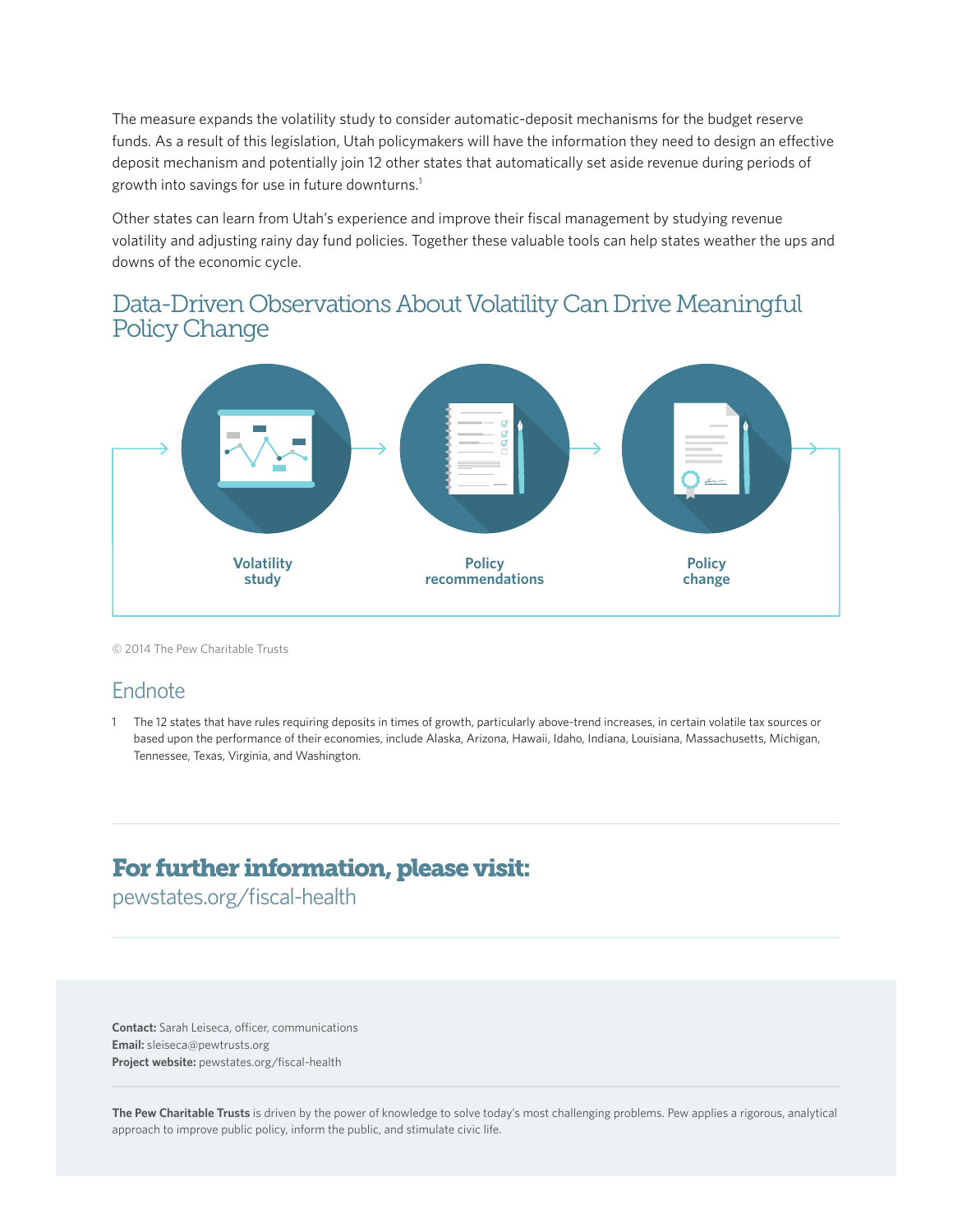The measure expands the volatility study to consider automatic-deposit mechanisms for the budget reserve funds. As a result of this legislation, Utah policymakers will have the information they need to design an effective deposit mechanism and potentially join 12 other states that automatically set aside revenue during periods of growth into savings for use in future downturns.[1]

Other states can learn from Utah's experience and improve their fiscal management by studying revenue volatility and adjusting rainy day fund policies. Together these valuable tools can help states weather the ups and downs of the economic cycle.

## Data-Driven Observations About Volatility Can Drive Meaningful Policy Change

Volatility study

Policy recommendations

Policy change

© 2014 The Pew Charitable Trusts

## Endnote

1 The 12 states that have rules requiring deposits in times of growth, particularly above-trend increases, in certain volatile tax sources or based upon the performance of their economies, include Alaska, Arizona, Hawaii, Idaho, Indiana, Louisiana, Massachusetts, Michigan, Tennessee, Texas, Virginia, and Washington.

## For further information, please visit:

pewstates.org/fiscal-health

**Contact:** Sarah Leiseca, officer, communications
**Email:** sleiseca@pewtrusts.org
**Project website:** pewstates.org/fiscal-health

**The Pew Charitable Trusts** is driven by the power of knowledge to solve today's most challenging problems. Pew applies a rigorous, analytical approach to improve public policy, inform the public, and stimulate civic life.